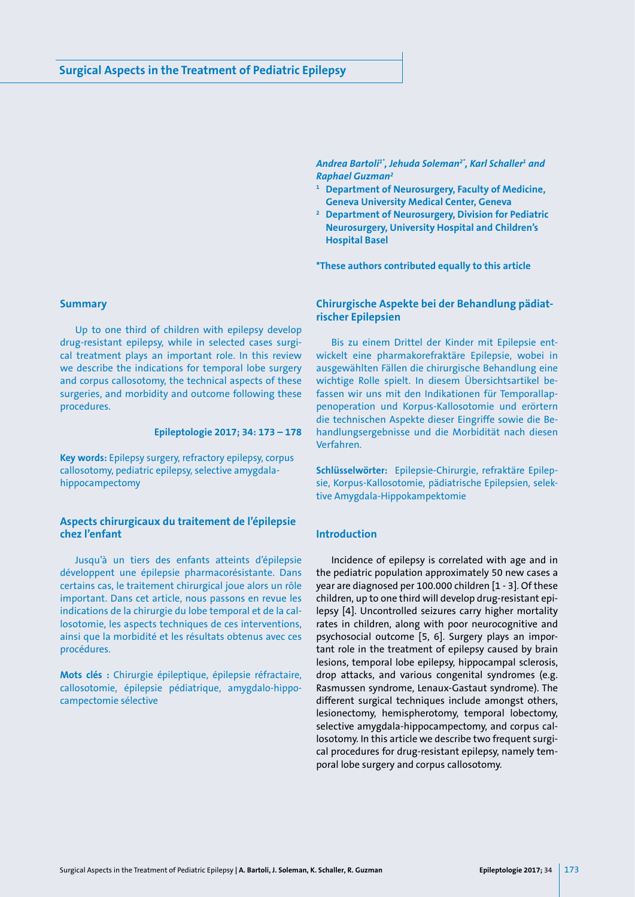# Surgical Aspects in the Treatment of Pediatric Epilepsy

*Andrea Bartoli[1*], Jehuda Soleman[2*], Karl Schaller[1] and Raphael Guzman[2]*

[1] **Department of Neurosurgery, Faculty of Medicine, Geneva University Medical Center, Geneva**

[2] **Department of Neurosurgery, Division for Pediatric Neurosurgery, University Hospital and Children's Hospital Basel**

**\*These authors contributed equally to this article**

## Summary

Up to one third of children with epilepsy develop drug-resistant epilepsy, while in selected cases surgical treatment plays an important role. In this review we describe the indications for temporal lobe surgery and corpus callosotomy, the technical aspects of these surgeries, and morbidity and outcome following these procedures.

**Epileptologie 2017; 34: 173 – 178**

**Key words:** Epilepsy surgery, refractory epilepsy, corpus callosotomy, pediatric epilepsy, selective amygdala-hippocampectomy

## Aspects chirurgicaux du traitement de l'épilepsie chez l'enfant

Jusqu'à un tiers des enfants atteints d'épilepsie développent une épilepsie pharmacorésistante. Dans certains cas, le traitement chirurgical joue alors un rôle important. Dans cet article, nous passons en revue les indications de la chirurgie du lobe temporal et de la callosotomie, les aspects techniques de ces interventions, ainsi que la morbidité et les résultats obtenus avec ces procédures.

**Mots clés :** Chirurgie épileptique, épilepsie réfractaire, callosotomie, épilepsie pédiatrique, amygdalo-hippocampectomie sélective

## Chirurgische Aspekte bei der Behandlung pädiatrischer Epilepsien

Bis zu einem Drittel der Kinder mit Epilepsie entwickelt eine pharmakorefraktäre Epilepsie, wobei in ausgewählten Fällen die chirurgische Behandlung eine wichtige Rolle spielt. In diesem Übersichtsartikel befassen wir uns mit den Indikationen für Temporallappenoperation und Korpus-Kallosotomie und erörtern die technischen Aspekte dieser Eingriffe sowie die Behandlungsergebnisse und die Morbidität nach diesen Verfahren.

**Schlüsselwörter:** Epilepsie-Chirurgie, refraktäre Epilepsie, Korpus-Kallosotomie, pädiatrische Epilepsien, selektive Amygdala-Hippokampektomie

## Introduction

Incidence of epilepsy is correlated with age and in the pediatric population approximately 50 new cases a year are diagnosed per 100.000 children [1 - 3]. Of these children, up to one third will develop drug-resistant epilepsy [4]. Uncontrolled seizures carry higher mortality rates in children, along with poor neurocognitive and psychosocial outcome [5, 6]. Surgery plays an important role in the treatment of epilepsy caused by brain lesions, temporal lobe epilepsy, hippocampal sclerosis, drop attacks, and various congenital syndromes (e.g. Rasmussen syndrome, Lenaux-Gastaut syndrome). The different surgical techniques include amongst others, lesionectomy, hemispherotomy, temporal lobectomy, selective amygdala-hippocampectomy, and corpus callosotomy. In this article we describe two frequent surgical procedures for drug-resistant epilepsy, namely temporal lobe surgery and corpus callosotomy.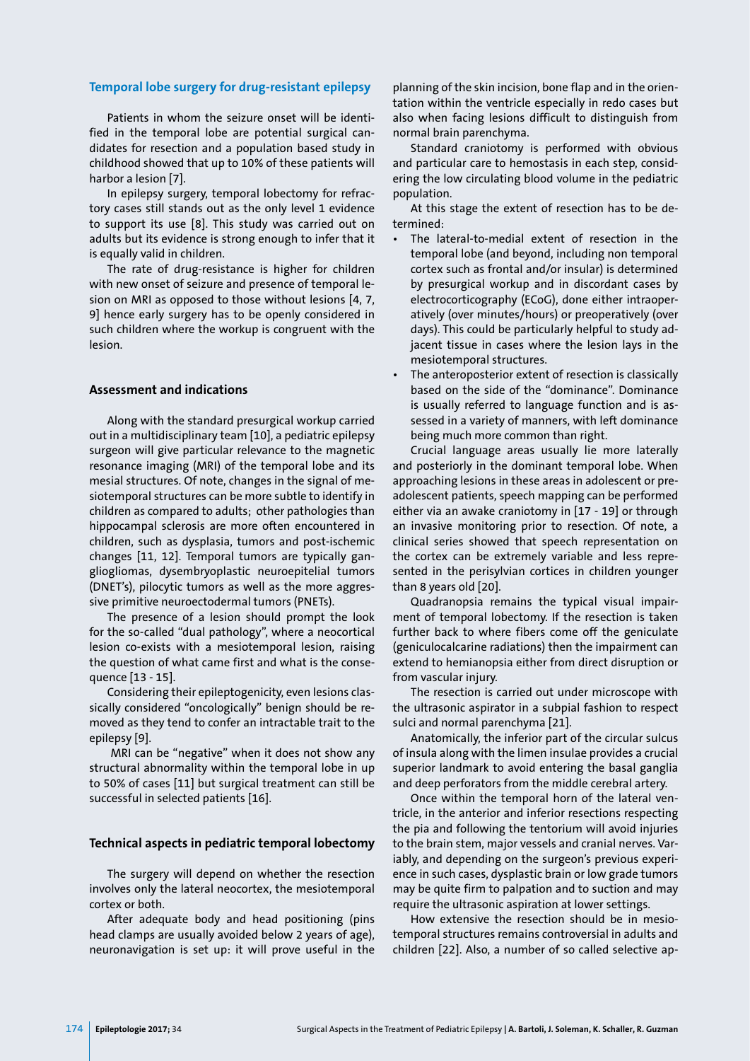## Temporal lobe surgery for drug-resistant epilepsy

Patients in whom the seizure onset will be identified in the temporal lobe are potential surgical candidates for resection and a population based study in childhood showed that up to 10% of these patients will harbor a lesion [7].

In epilepsy surgery, temporal lobectomy for refractory cases still stands out as the only level 1 evidence to support its use [8]. This study was carried out on adults but its evidence is strong enough to infer that it is equally valid in children.

The rate of drug-resistance is higher for children with new onset of seizure and presence of temporal lesion on MRI as opposed to those without lesions [4, 7, 9] hence early surgery has to be openly considered in such children where the workup is congruent with the lesion.

## Assessment and indications

Along with the standard presurgical workup carried out in a multidisciplinary team [10], a pediatric epilepsy surgeon will give particular relevance to the magnetic resonance imaging (MRI) of the temporal lobe and its mesial structures. Of note, changes in the signal of mesiotemporal structures can be more subtle to identify in children as compared to adults; other pathologies than hippocampal sclerosis are more often encountered in children, such as dysplasia, tumors and post-ischemic changes [11, 12]. Temporal tumors are typically gangliogliomas, dysembryoplastic neuroepitelial tumors (DNET's), pilocytic tumors as well as the more aggressive primitive neuroectodermal tumors (PNETs).

The presence of a lesion should prompt the look for the so-called "dual pathology", where a neocortical lesion co-exists with a mesiotemporal lesion, raising the question of what came first and what is the consequence [13 - 15].

Considering their epileptogenicity, even lesions classically considered "oncologically" benign should be removed as they tend to confer an intractable trait to the epilepsy [9].

MRI can be "negative" when it does not show any structural abnormality within the temporal lobe in up to 50% of cases [11] but surgical treatment can still be successful in selected patients [16].

## Technical aspects in pediatric temporal lobectomy

The surgery will depend on whether the resection involves only the lateral neocortex, the mesiotemporal cortex or both.

After adequate body and head positioning (pins head clamps are usually avoided below 2 years of age), neuronavigation is set up: it will prove useful in the planning of the skin incision, bone flap and in the orientation within the ventricle especially in redo cases but also when facing lesions difficult to distinguish from normal brain parenchyma.

Standard craniotomy is performed with obvious and particular care to hemostasis in each step, considering the low circulating blood volume in the pediatric population.

At this stage the extent of resection has to be determined:

- The lateral-to-medial extent of resection in the temporal lobe (and beyond, including non temporal cortex such as frontal and/or insular) is determined by presurgical workup and in discordant cases by electrocorticography (ECoG), done either intraoperatively (over minutes/hours) or preoperatively (over days). This could be particularly helpful to study adjacent tissue in cases where the lesion lays in the mesiotemporal structures.
- The anteroposterior extent of resection is classically based on the side of the "dominance". Dominance is usually referred to language function and is assessed in a variety of manners, with left dominance being much more common than right.

Crucial language areas usually lie more laterally and posteriorly in the dominant temporal lobe. When approaching lesions in these areas in adolescent or preadolescent patients, speech mapping can be performed either via an awake craniotomy in [17 - 19] or through an invasive monitoring prior to resection. Of note, a clinical series showed that speech representation on the cortex can be extremely variable and less represented in the perisylvian cortices in children younger than 8 years old [20].

Quadranopsia remains the typical visual impairment of temporal lobectomy. If the resection is taken further back to where fibers come off the geniculate (geniculocalcarine radiations) then the impairment can extend to hemianopsia either from direct disruption or from vascular injury.

The resection is carried out under microscope with the ultrasonic aspirator in a subpial fashion to respect sulci and normal parenchyma [21].

Anatomically, the inferior part of the circular sulcus of insula along with the limen insulae provides a crucial superior landmark to avoid entering the basal ganglia and deep perforators from the middle cerebral artery.

Once within the temporal horn of the lateral ventricle, in the anterior and inferior resections respecting the pia and following the tentorium will avoid injuries to the brain stem, major vessels and cranial nerves. Variably, and depending on the surgeon's previous experience in such cases, dysplastic brain or low grade tumors may be quite firm to palpation and to suction and may require the ultrasonic aspiration at lower settings.

How extensive the resection should be in mesiotemporal structures remains controversial in adults and children [22]. Also, a number of so called selective ap-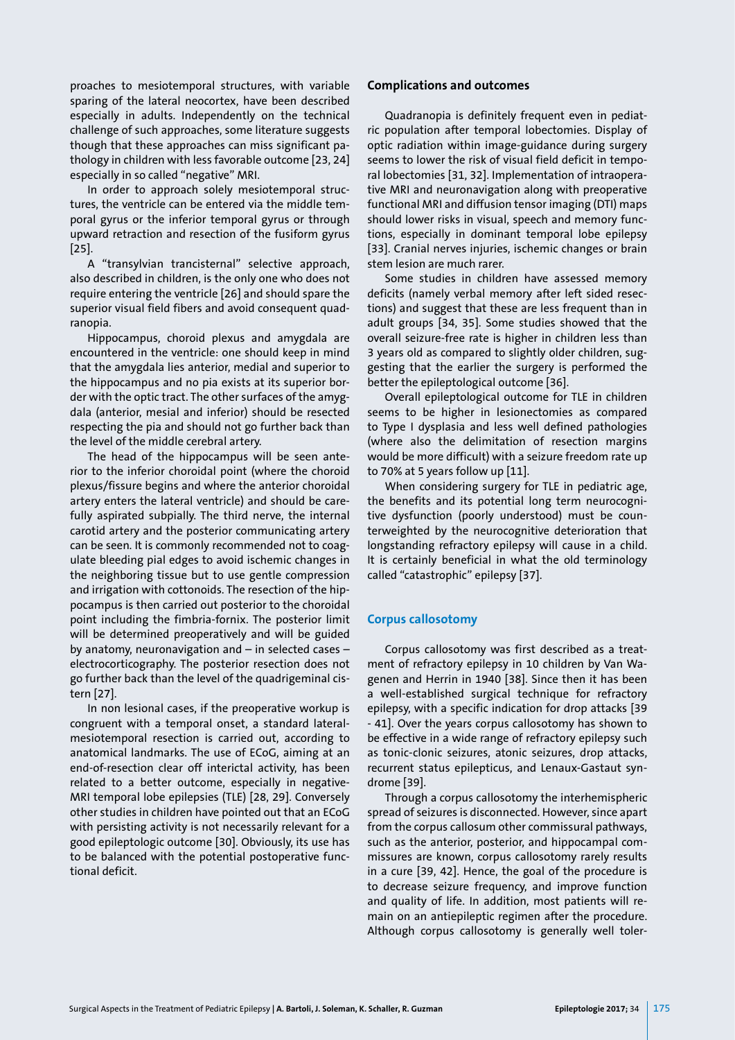proaches to mesiotemporal structures, with variable sparing of the lateral neocortex, have been described especially in adults. Independently on the technical challenge of such approaches, some literature suggests though that these approaches can miss significant pathology in children with less favorable outcome [23, 24] especially in so called "negative" MRI.

In order to approach solely mesiotemporal structures, the ventricle can be entered via the middle temporal gyrus or the inferior temporal gyrus or through upward retraction and resection of the fusiform gyrus [25].

A "transylvian trancisternal" selective approach, also described in children, is the only one who does not require entering the ventricle [26] and should spare the superior visual field fibers and avoid consequent quadranopia.

Hippocampus, choroid plexus and amygdala are encountered in the ventricle: one should keep in mind that the amygdala lies anterior, medial and superior to the hippocampus and no pia exists at its superior border with the optic tract. The other surfaces of the amygdala (anterior, mesial and inferior) should be resected respecting the pia and should not go further back than the level of the middle cerebral artery.

The head of the hippocampus will be seen anterior to the inferior choroidal point (where the choroid plexus/fissure begins and where the anterior choroidal artery enters the lateral ventricle) and should be carefully aspirated subpially. The third nerve, the internal carotid artery and the posterior communicating artery can be seen. It is commonly recommended not to coagulate bleeding pial edges to avoid ischemic changes in the neighboring tissue but to use gentle compression and irrigation with cottonoids. The resection of the hippocampus is then carried out posterior to the choroidal point including the fimbria-fornix. The posterior limit will be determined preoperatively and will be guided by anatomy, neuronavigation and – in selected cases – electrocorticography. The posterior resection does not go further back than the level of the quadrigeminal cistern [27].

In non lesional cases, if the preoperative workup is congruent with a temporal onset, a standard lateral-mesiotemporal resection is carried out, according to anatomical landmarks. The use of ECoG, aiming at an end-of-resection clear off interictal activity, has been related to a better outcome, especially in negative-MRI temporal lobe epilepsies (TLE) [28, 29]. Conversely other studies in children have pointed out that an ECoG with persisting activity is not necessarily relevant for a good epileptologic outcome [30]. Obviously, its use has to be balanced with the potential postoperative functional deficit.

### Complications and outcomes

Quadranopia is definitely frequent even in pediatric population after temporal lobectomies. Display of optic radiation within image-guidance during surgery seems to lower the risk of visual field deficit in temporal lobectomies [31, 32]. Implementation of intraoperative MRI and neuronavigation along with preoperative functional MRI and diffusion tensor imaging (DTI) maps should lower risks in visual, speech and memory functions, especially in dominant temporal lobe epilepsy [33]. Cranial nerves injuries, ischemic changes or brain stem lesion are much rarer.

Some studies in children have assessed memory deficits (namely verbal memory after left sided resections) and suggest that these are less frequent than in adult groups [34, 35]. Some studies showed that the overall seizure-free rate is higher in children less than 3 years old as compared to slightly older children, suggesting that the earlier the surgery is performed the better the epileptological outcome [36].

Overall epileptological outcome for TLE in children seems to be higher in lesionectomies as compared to Type I dysplasia and less well defined pathologies (where also the delimitation of resection margins would be more difficult) with a seizure freedom rate up to 70% at 5 years follow up [11].

When considering surgery for TLE in pediatric age, the benefits and its potential long term neurocognitive dysfunction (poorly understood) must be counterweighted by the neurocognitive deterioration that longstanding refractory epilepsy will cause in a child. It is certainly beneficial in what the old terminology called "catastrophic" epilepsy [37].

## Corpus callosotomy

Corpus callosotomy was first described as a treatment of refractory epilepsy in 10 children by Van Wagenen and Herrin in 1940 [38]. Since then it has been a well-established surgical technique for refractory epilepsy, with a specific indication for drop attacks [39 - 41]. Over the years corpus callosotomy has shown to be effective in a wide range of refractory epilepsy such as tonic-clonic seizures, atonic seizures, drop attacks, recurrent status epilepticus, and Lenaux-Gastaut syndrome [39].

Through a corpus callosotomy the interhemispheric spread of seizures is disconnected. However, since apart from the corpus callosum other commissural pathways, such as the anterior, posterior, and hippocampal commissures are known, corpus callosotomy rarely results in a cure [39, 42]. Hence, the goal of the procedure is to decrease seizure frequency, and improve function and quality of life. In addition, most patients will remain on an antiepileptic regimen after the procedure. Although corpus callosotomy is generally well toler-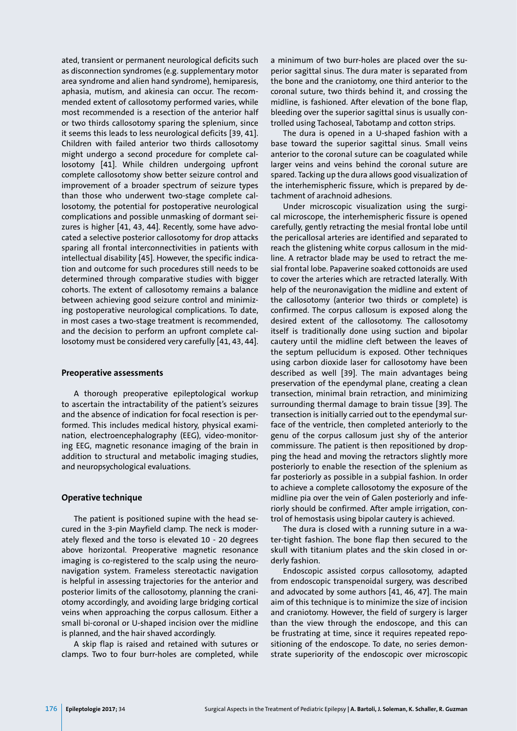ated, transient or permanent neurological deficits such as disconnection syndromes (e.g. supplementary motor area syndrome and alien hand syndrome), hemiparesis, aphasia, mutism, and akinesia can occur. The recommended extent of callosotomy performed varies, while most recommended is a resection of the anterior half or two thirds callosotomy sparing the splenium, since it seems this leads to less neurological deficits [39, 41]. Children with failed anterior two thirds callosotomy might undergo a second procedure for complete callosotomy [41]. While children undergoing upfront complete callosotomy show better seizure control and improvement of a broader spectrum of seizure types than those who underwent two-stage complete callosotomy, the potential for postoperative neurological complications and possible unmasking of dormant seizures is higher [41, 43, 44]. Recently, some have advocated a selective posterior callosotomy for drop attacks sparing all frontal interconnectivities in patients with intellectual disability [45]. However, the specific indication and outcome for such procedures still needs to be determined through comparative studies with bigger cohorts. The extent of callosotomy remains a balance between achieving good seizure control and minimizing postoperative neurological complications. To date, in most cases a two-stage treatment is recommended, and the decision to perform an upfront complete callosotomy must be considered very carefully [41, 43, 44].

### Preoperative assessments

A thorough preoperative epileptological workup to ascertain the intractability of the patient's seizures and the absence of indication for focal resection is performed. This includes medical history, physical examination, electroencephalography (EEG), video-monitoring EEG, magnetic resonance imaging of the brain in addition to structural and metabolic imaging studies, and neuropsychological evaluations.

### Operative technique

The patient is positioned supine with the head secured in the 3-pin Mayfield clamp. The neck is moderately flexed and the torso is elevated 10 - 20 degrees above horizontal. Preoperative magnetic resonance imaging is co-registered to the scalp using the neuronavigation system. Frameless stereotactic navigation is helpful in assessing trajectories for the anterior and posterior limits of the callosotomy, planning the craniotomy accordingly, and avoiding large bridging cortical veins when approaching the corpus callosum. Either a small bi-coronal or U-shaped incision over the midline is planned, and the hair shaved accordingly.

A skip flap is raised and retained with sutures or clamps. Two to four burr-holes are completed, while a minimum of two burr-holes are placed over the superior sagittal sinus. The dura mater is separated from the bone and the craniotomy, one third anterior to the coronal suture, two thirds behind it, and crossing the midline, is fashioned. After elevation of the bone flap, bleeding over the superior sagittal sinus is usually controlled using Tachoseal, Tabotamp and cotton strips.

The dura is opened in a U-shaped fashion with a base toward the superior sagittal sinus. Small veins anterior to the coronal suture can be coagulated while larger veins and veins behind the coronal suture are spared. Tacking up the dura allows good visualization of the interhemispheric fissure, which is prepared by detachment of arachnoid adhesions.

Under microscopic visualization using the surgical microscope, the interhemispheric fissure is opened carefully, gently retracting the mesial frontal lobe until the pericallosal arteries are identified and separated to reach the glistening white corpus callosum in the midline. A retractor blade may be used to retract the mesial frontal lobe. Papaverine soaked cottonoids are used to cover the arteries which are retracted laterally. With help of the neuronavigation the midline and extent of the callosotomy (anterior two thirds or complete) is confirmed. The corpus callosum is exposed along the desired extent of the callosotomy. The callosotomy itself is traditionally done using suction and bipolar cautery until the midline cleft between the leaves of the septum pellucidum is exposed. Other techniques using carbon dioxide laser for callosotomy have been described as well [39]. The main advantages being preservation of the ependymal plane, creating a clean transection, minimal brain retraction, and minimizing surrounding thermal damage to brain tissue [39]. The transection is initially carried out to the ependymal surface of the ventricle, then completed anteriorly to the genu of the corpus callosum just shy of the anterior commissure. The patient is then repositioned by dropping the head and moving the retractors slightly more posteriorly to enable the resection of the splenium as far posteriorly as possible in a subpial fashion. In order to achieve a complete callosotomy the exposure of the midline pia over the vein of Galen posteriorly and inferiorly should be confirmed. After ample irrigation, control of hemostasis using bipolar cautery is achieved.

The dura is closed with a running suture in a water-tight fashion. The bone flap then secured to the skull with titanium plates and the skin closed in orderly fashion.

Endoscopic assisted corpus callosotomy, adapted from endoscopic transpenoidal surgery, was described and advocated by some authors [41, 46, 47]. The main aim of this technique is to minimize the size of incision and craniotomy. However, the field of surgery is larger than the view through the endoscope, and this can be frustrating at time, since it requires repeated repositioning of the endoscope. To date, no series demonstrate superiority of the endoscopic over microscopic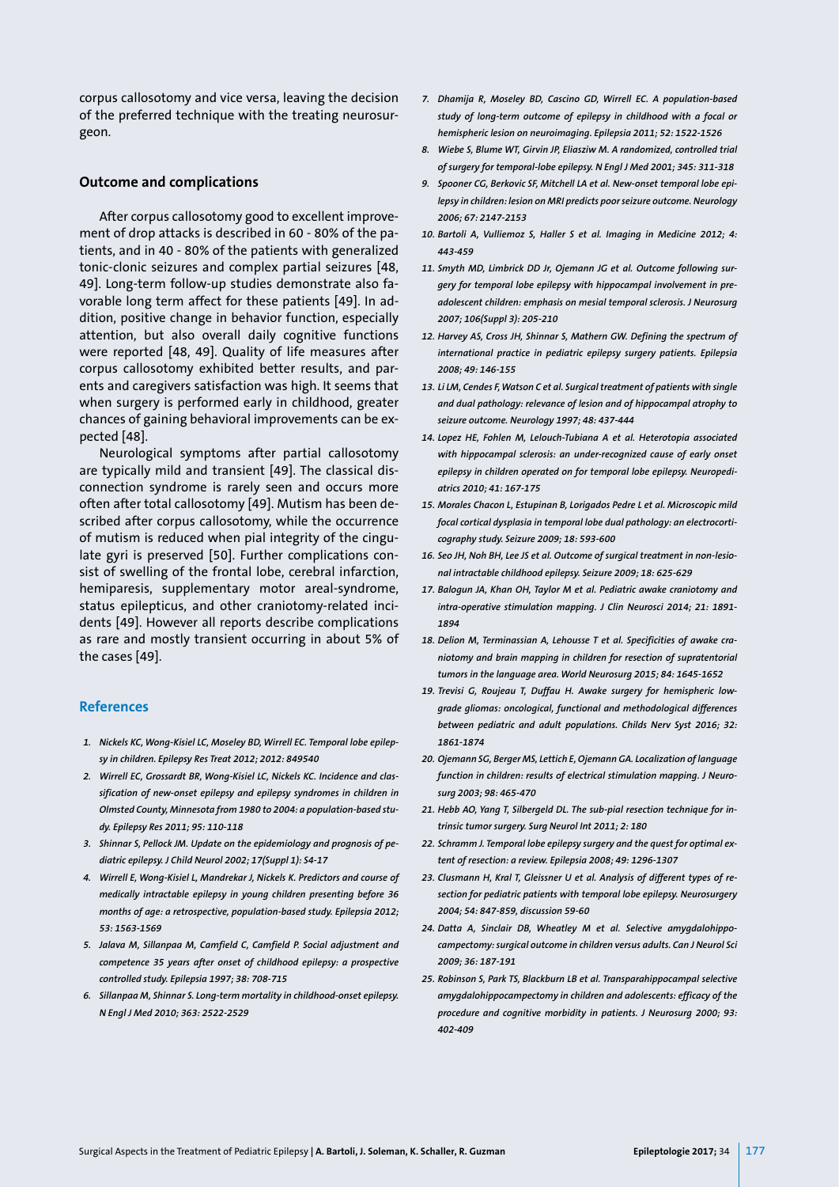corpus callosotomy and vice versa, leaving the decision of the preferred technique with the treating neurosurgeon.

## Outcome and complications

After corpus callosotomy good to excellent improvement of drop attacks is described in 60 - 80% of the patients, and in 40 - 80% of the patients with generalized tonic-clonic seizures and complex partial seizures [48, 49]. Long-term follow-up studies demonstrate also favorable long term affect for these patients [49]. In addition, positive change in behavior function, especially attention, but also overall daily cognitive functions were reported [48, 49]. Quality of life measures after corpus callosotomy exhibited better results, and parents and caregivers satisfaction was high. It seems that when surgery is performed early in childhood, greater chances of gaining behavioral improvements can be expected [48].

Neurological symptoms after partial callosotomy are typically mild and transient [49]. The classical disconnection syndrome is rarely seen and occurs more often after total callosotomy [49]. Mutism has been described after corpus callosotomy, while the occurrence of mutism is reduced when pial integrity of the cingulate gyri is preserved [50]. Further complications consist of swelling of the frontal lobe, cerebral infarction, hemiparesis, supplementary motor areal-syndrome, status epilepticus, and other craniotomy-related incidents [49]. However all reports describe complications as rare and mostly transient occurring in about 5% of the cases [49].

## References

1. *Nickels KC, Wong-Kisiel LC, Moseley BD, Wirrell EC. Temporal lobe epilepsy in children. Epilepsy Res Treat 2012; 2012: 849540*
2. *Wirrell EC, Grossardt BR, Wong-Kisiel LC, Nickels KC. Incidence and classification of new-onset epilepsy and epilepsy syndromes in children in Olmsted County, Minnesota from 1980 to 2004: a population-based study. Epilepsy Res 2011; 95: 110-118*
3. *Shinnar S, Pellock JM. Update on the epidemiology and prognosis of pediatric epilepsy. J Child Neurol 2002; 17(Suppl 1): S4-17*
4. *Wirrell E, Wong-Kisiel L, Mandrekar J, Nickels K. Predictors and course of medically intractable epilepsy in young children presenting before 36 months of age: a retrospective, population-based study. Epilepsia 2012; 53: 1563-1569*
5. *Jalava M, Sillanpaa M, Camfield C, Camfield P. Social adjustment and competence 35 years after onset of childhood epilepsy: a prospective controlled study. Epilepsia 1997; 38: 708-715*
6. *Sillanpaa M, Shinnar S. Long-term mortality in childhood-onset epilepsy. N Engl J Med 2010; 363: 2522-2529*
7. *Dhamija R, Moseley BD, Cascino GD, Wirrell EC. A population-based study of long-term outcome of epilepsy in childhood with a focal or hemispheric lesion on neuroimaging. Epilepsia 2011; 52: 1522-1526*
8. *Wiebe S, Blume WT, Girvin JP, Eliasziw M. A randomized, controlled trial of surgery for temporal-lobe epilepsy. N Engl J Med 2001; 345: 311-318*
9. *Spooner CG, Berkovic SF, Mitchell LA et al. New-onset temporal lobe epilepsy in children: lesion on MRI predicts poor seizure outcome. Neurology 2006; 67: 2147-2153*
10. *Bartoli A, Vulliemoz S, Haller S et al. Imaging in Medicine 2012; 4: 443-459*
11. *Smyth MD, Limbrick DD Jr, Ojemann JG et al. Outcome following surgery for temporal lobe epilepsy with hippocampal involvement in preadolescent children: emphasis on mesial temporal sclerosis. J Neurosurg 2007; 106(Suppl 3): 205-210*
12. *Harvey AS, Cross JH, Shinnar S, Mathern GW. Defining the spectrum of international practice in pediatric epilepsy surgery patients. Epilepsia 2008; 49: 146-155*
13. *Li LM, Cendes F, Watson C et al. Surgical treatment of patients with single and dual pathology: relevance of lesion and of hippocampal atrophy to seizure outcome. Neurology 1997; 48: 437-444*
14. *Lopez HE, Fohlen M, Lelouch-Tubiana A et al. Heterotopia associated with hippocampal sclerosis: an under-recognized cause of early onset epilepsy in children operated on for temporal lobe epilepsy. Neuropediatrics 2010; 41: 167-175*
15. *Morales Chacon L, Estupinan B, Lorigados Pedre L et al. Microscopic mild focal cortical dysplasia in temporal lobe dual pathology: an electrocorticography study. Seizure 2009; 18: 593-600*
16. *Seo JH, Noh BH, Lee JS et al. Outcome of surgical treatment in non-lesional intractable childhood epilepsy. Seizure 2009; 18: 625-629*
17. *Balogun JA, Khan OH, Taylor M et al. Pediatric awake craniotomy and intra-operative stimulation mapping. J Clin Neurosci 2014; 21: 1891-1894*
18. *Delion M, Terminassian A, Lehousse T et al. Specificities of awake craniotomy and brain mapping in children for resection of supratentorial tumors in the language area. World Neurosurg 2015; 84: 1645-1652*
19. *Trevisi G, Roujeau T, Duffau H. Awake surgery for hemispheric low-grade gliomas: oncological, functional and methodological differences between pediatric and adult populations. Childs Nerv Syst 2016; 32: 1861-1874*
20. *Ojemann SG, Berger MS, Lettich E, Ojemann GA. Localization of language function in children: results of electrical stimulation mapping. J Neurosurg 2003; 98: 465-470*
21. *Hebb AO, Yang T, Silbergeld DL. The sub-pial resection technique for intrinsic tumor surgery. Surg Neurol Int 2011; 2: 180*
22. *Schramm J. Temporal lobe epilepsy surgery and the quest for optimal extent of resection: a review. Epilepsia 2008; 49: 1296-1307*
23. *Clusmann H, Kral T, Gleissner U et al. Analysis of different types of resection for pediatric patients with temporal lobe epilepsy. Neurosurgery 2004; 54: 847-859, discussion 59-60*
24. *Datta A, Sinclair DB, Wheatley M et al. Selective amygdalohippocampectomy: surgical outcome in children versus adults. Can J Neurol Sci 2009; 36: 187-191*
25. *Robinson S, Park TS, Blackburn LB et al. Transparahippocampal selective amygdalohippocampectomy in children and adolescents: efficacy of the procedure and cognitive morbidity in patients. J Neurosurg 2000; 93: 402-409*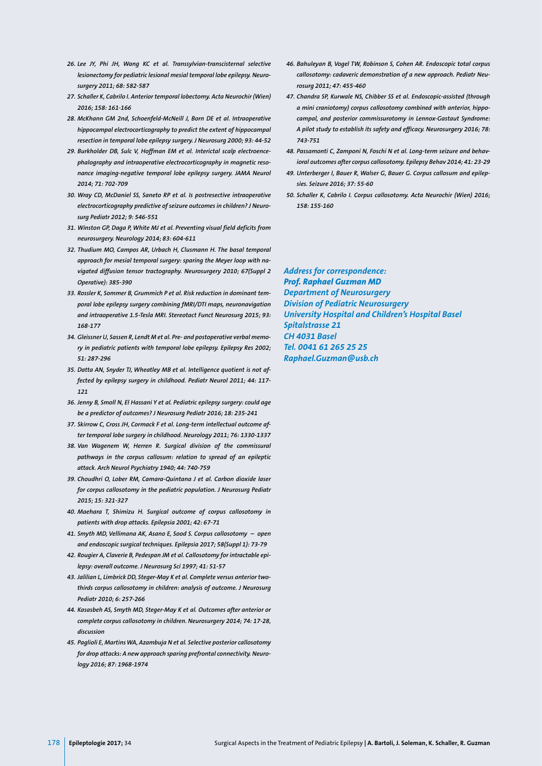26. Lee JY, Phi JH, Wang KC et al. Transsylvian-transcisternal selective lesionectomy for pediatric lesional mesial temporal lobe epilepsy. Neurosurgery 2011; 68: 582-587
27. Schaller K, Cabrilo I. Anterior temporal lobectomy. Acta Neurochir (Wien) 2016; 158: 161-166
28. McKhann GM 2nd, Schoenfeld-McNeill J, Born DE et al. Intraoperative hippocampal electrocorticography to predict the extent of hippocampal resection in temporal lobe epilepsy surgery. J Neurosurg 2000; 93: 44-52
29. Burkholder DB, Sulc V, Hoffman EM et al. Interictal scalp electroencephalography and intraoperative electrocorticography in magnetic resonance imaging-negative temporal lobe epilepsy surgery. JAMA Neurol 2014; 71: 702-709
30. Wray CD, McDaniel SS, Saneto RP et al. Is postresective intraoperative electrocorticography predictive of seizure outcomes in children? J Neurosurg Pediatr 2012; 9: 546-551
31. Winston GP, Daga P, White MJ et al. Preventing visual field deficits from neurosurgery. Neurology 2014; 83: 604-611
32. Thudium MO, Campos AR, Urbach H, Clusmann H. The basal temporal approach for mesial temporal surgery: sparing the Meyer loop with navigated diffusion tensor tractography. Neurosurgery 2010; 67(Suppl 2 Operative): 385-390
33. Rossler K, Sommer B, Grummich P et al. Risk reduction in dominant temporal lobe epilepsy surgery combining fMRI/DTI maps, neuronavigation and intraoperative 1.5-Tesla MRI. Stereotact Funct Neurosurg 2015; 93: 168-177
34. Gleissner U, Sassen R, Lendt M et al. Pre- and postoperative verbal memory in pediatric patients with temporal lobe epilepsy. Epilepsy Res 2002; 51: 287-296
35. Datta AN, Snyder TJ, Wheatley MB et al. Intelligence quotient is not affected by epilepsy surgery in childhood. Pediatr Neurol 2011; 44: 117-121
36. Jenny B, Smoll N, El Hassani Y et al. Pediatric epilepsy surgery: could age be a predictor of outcomes? J Neurosurg Pediatr 2016; 18: 235-241
37. Skirrow C, Cross JH, Cormack F et al. Long-term intellectual outcome after temporal lobe surgery in childhood. Neurology 2011; 76: 1330-1337
38. Van Wagenem W, Herren R. Surgical division of the commissural pathways in the corpus callosum: relation to spread of an epileptic attack. Arch Neurol Psychiatry 1940; 44: 740-759
39. Choudhri O, Lober RM, Camara-Quintana J et al. Carbon dioxide laser for corpus callosotomy in the pediatric population. J Neurosurg Pediatr 2015; 15: 321-327
40. Maehara T, Shimizu H. Surgical outcome of corpus callosotomy in patients with drop attacks. Epilepsia 2001; 42: 67-71
41. Smyth MD, Vellimana AK, Asano E, Sood S. Corpus callosotomy – open and endoscopic surgical techniques. Epilepsia 2017; 58(Suppl 1): 73-79
42. Rougier A, Claverie B, Pedespan JM et al. Callosotomy for intractable epilepsy: overall outcome. J Neurosurg Sci 1997; 41: 51-57
43. Jalilian L, Limbrick DD, Steger-May K et al. Complete versus anterior two-thirds corpus callosotomy in children: analysis of outcome. J Neurosurg Pediatr 2010; 6: 257-266
44. Kasasbeh AS, Smyth MD, Steger-May K et al. Outcomes after anterior or complete corpus callosotomy in children. Neurosurgery 2014; 74: 17-28, discussion
45. Paglioli E, Martins WA, Azambuja N et al. Selective posterior callosotomy for drop attacks: A new approach sparing prefrontal connectivity. Neurology 2016; 87: 1968-1974
46. Bahuleyan B, Vogel TW, Robinson S, Cohen AR. Endoscopic total corpus callosotomy: cadaveric demonstration of a new approach. Pediatr Neurosurg 2011; 47: 455-460
47. Chandra SP, Kurwale NS, Chibber SS et al. Endoscopic-assisted (through a mini craniotomy) corpus callosotomy combined with anterior, hippocampal, and posterior commissurotomy in Lennox-Gastaut Syndrome: A pilot study to establish its safety and efficacy. Neurosurgery 2016; 78: 743-751
48. Passamonti C, Zamponi N, Foschi N et al. Long-term seizure and behavioral outcomes after corpus callosotomy. Epilepsy Behav 2014; 41: 23-29
49. Unterberger I, Bauer R, Walser G, Bauer G. Corpus callosum and epilepsies. Seizure 2016; 37: 55-60
50. Schaller K, Cabrilo I. Corpus callosotomy. Acta Neurochir (Wien) 2016; 158: 155-160

*Address for correspondence:*
***Prof. Raphael Guzman MD***
*Department of Neurosurgery*
*Division of Pediatric Neurosurgery*
*University Hospital and Children's Hospital Basel*
*Spitalstrasse 21*
*CH 4031 Basel*
*Tel. 0041 61 265 25 25*
*Raphael.Guzman@usb.ch*